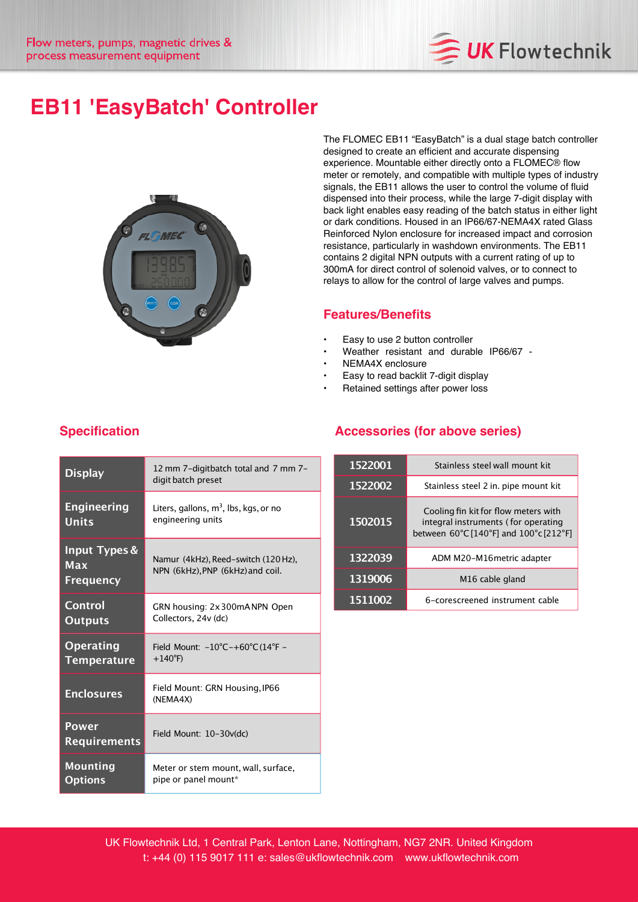# EB11 'EasyBatch' Controller

The FLOMEC EB11 "EasyBatch" is a dual stage batch controller designed to create an efficient and accurate dispensing experience. Mountable either directly onto a FLOMEC® flow meter or remotely, and compatible with multiple types of industry signals, the EB11 allows the user to control the volume of fluid dispensed into their process, while the large 7-digit display with back light enables easy reading of the batch status in either light or dark conditions. Housed in an IP66/67-NEMA4X rated Glass Reinforced Nylon enclosure for increased impact and corrosion resistance, particularly in washdown environments. The EB11 contains 2 digital NPN outputs with a current rating of up to 300mA for direct control of solenoid valves, or to connect to relays to allow for the control of large valves and pumps.

## Features/Benefits

- Easy to use 2 button controller
- Weather resistant and durable IP66/67 - NEMA4X enclosure
- Easy to read backlit 7-digit display
- Retained settings after power loss

## Specification

| | |
|---|---|
| **Display** | 12 mm 7-digitbatch total and 7 mm 7-digit batch preset |
| **Engineering Units** | Liters, gallons, m$^3$, lbs, kgs, or no engineering units |
| **Input Types & Max Frequency** | Namur (4kHz), Reed-switch (120 Hz), NPN (6kHz), PNP (6kHz) and coil. |
| **Control Outputs** | GRN housing: 2x 300mA NPN Open Collectors, 24v (dc) |
| **Operating Temperature** | Field Mount: -10°C-+60°C (14°F - +140°F) |
| **Enclosures** | Field Mount: GRN Housing, IP66 (NEMA4X) |
| **Power Requirements** | Field Mount: 10-30v(dc) |
| **Mounting Options** | Meter or stem mount, wall, surface, pipe or panel mount* |

## Accessories (for above series)

| | |
|---|---|
| **1522001** | Stainless steel wall mount kit |
| **1522002** | Stainless steel 2 in. pipe mount kit |
| **1502015** | Cooling fin kit for flow meters with integral instruments (for operating between 60°C [140°F] and 100°c [212°F] |
| **1322039** | ADM M20-M16metric adapter |
| **1319006** | M16 cable gland |
| **1511002** | 6-corescreened instrument cable |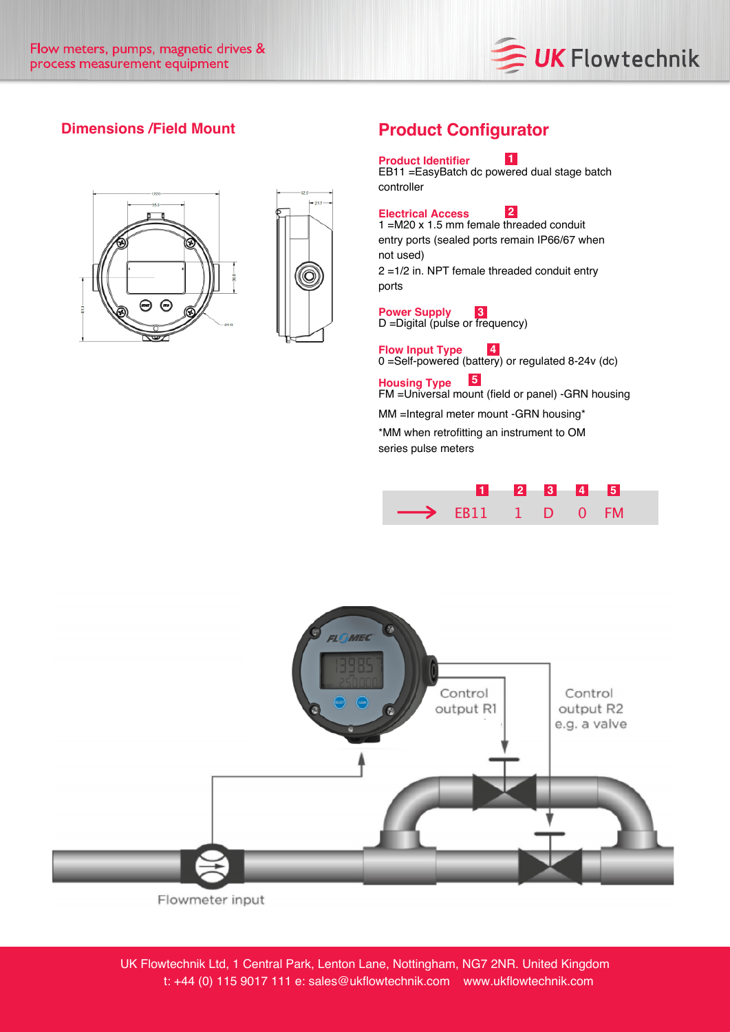## Dimensions /Field Mount

## Product Configurator

**Product Identifier** 1
EB11 =EasyBatch dc powered dual stage batch controller

**Electrical Access** 2
1 =M20 x 1.5 mm female threaded conduit entry ports (sealed ports remain IP66/67 when not used)
2 =1/2 in. NPT female threaded conduit entry ports

**Power Supply** 3
D =Digital (pulse or frequency)

**Flow Input Type** 4
0 =Self-powered (battery) or regulated 8-24v (dc)

**Housing Type** 5
FM =Universal mount (field or panel) -GRN housing

MM =Integral meter mount -GRN housing*

*MM when retrofitting an instrument to OM series pulse meters

| | 1 | 2 | 3 | 4 | 5 |
|---|---|---|---|---|---|
| → | EB11 | 1 | D | 0 | FM |

Control output R1

Control output R2 e.g. a valve

Flowmeter input